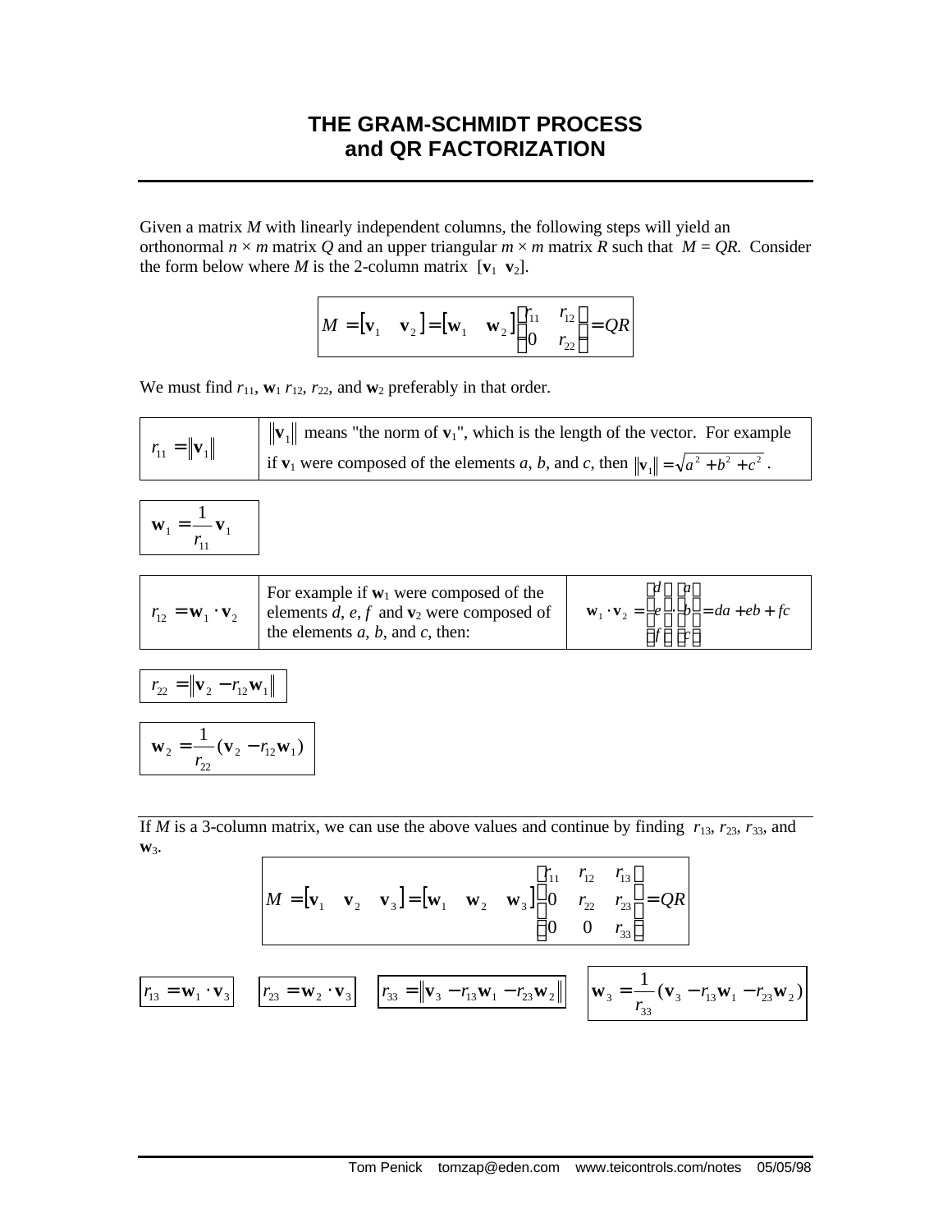# THE GRAM-SCHMIDT PROCESS and QR FACTORIZATION

---

Given a matrix $M$ with linearly independent columns, the following steps will yield an orthonormal $n \times m$ matrix $Q$ and an upper triangular $m \times m$ matrix $R$ such that $M = QR$. Consider the form below where $M$ is the 2-column matrix $[\mathbf{v}_1 \ \ \mathbf{v}_2]$.

$$M = [\mathbf{v}_1 \quad \mathbf{v}_2] = [\mathbf{w}_1 \quad \mathbf{w}_2] \begin{bmatrix} r_{11} & r_{12} \\ 0 & r_{22} \end{bmatrix} = QR$$

We must find $r_{11}$, $\mathbf{w}_1$ $r_{12}$, $r_{22}$, and $\mathbf{w}_2$ preferably in that order.

| | |
|---|---|
| $r_{11} = \lVert \mathbf{v}_1 \rVert$ | $\lVert \mathbf{v}_1 \rVert$ means "the norm of $\mathbf{v}_1$", which is the length of the vector. For example if $\mathbf{v}_1$ were composed of the elements $a$, $b$, and $c$, then $\lVert \mathbf{v}_1 \rVert = \sqrt{a^2 + b^2 + c^2}$. |

$$\mathbf{w}_1 = \frac{1}{r_{11}} \mathbf{v}_1$$

| | | |
|---|---|---|
| $r_{12} = \mathbf{w}_1 \cdot \mathbf{v}_2$ | For example if $\mathbf{w}_1$ were composed of the elements $d$, $e$, $f$ and $\mathbf{v}_2$ were composed of the elements $a$, $b$, and $c$, then: | $\mathbf{w}_1 \cdot \mathbf{v}_2 = \begin{bmatrix} d \\ e \\ f \end{bmatrix} \cdot \begin{bmatrix} a \\ b \\ c \end{bmatrix} = da + eb + fc$ |

$$r_{22} = \lVert \mathbf{v}_2 - r_{12}\mathbf{w}_1 \rVert$$

$$\mathbf{w}_2 = \frac{1}{r_{22}} (\mathbf{v}_2 - r_{12}\mathbf{w}_1)$$

---

If $M$ is a 3-column matrix, we can use the above values and continue by finding $r_{13}$, $r_{23}$, $r_{33}$, and $\mathbf{w}_3$.

$$M = [\mathbf{v}_1 \quad \mathbf{v}_2 \quad \mathbf{v}_3] = [\mathbf{w}_1 \quad \mathbf{w}_2 \quad \mathbf{w}_3] \begin{bmatrix} r_{11} & r_{12} & r_{13} \\ 0 & r_{22} & r_{23} \\ 0 & 0 & r_{33} \end{bmatrix} = QR$$

$$r_{13} = \mathbf{w}_1 \cdot \mathbf{v}_3 \qquad r_{23} = \mathbf{w}_2 \cdot \mathbf{v}_3 \qquad r_{33} = \lVert \mathbf{v}_3 - r_{13}\mathbf{w}_1 - r_{23}\mathbf{w}_2 \rVert \qquad \mathbf{w}_3 = \frac{1}{r_{33}} (\mathbf{v}_3 - r_{13}\mathbf{w}_1 - r_{23}\mathbf{w}_2)$$

Tom Penick tomzap@eden.com www.teicontrols.com/notes 05/05/98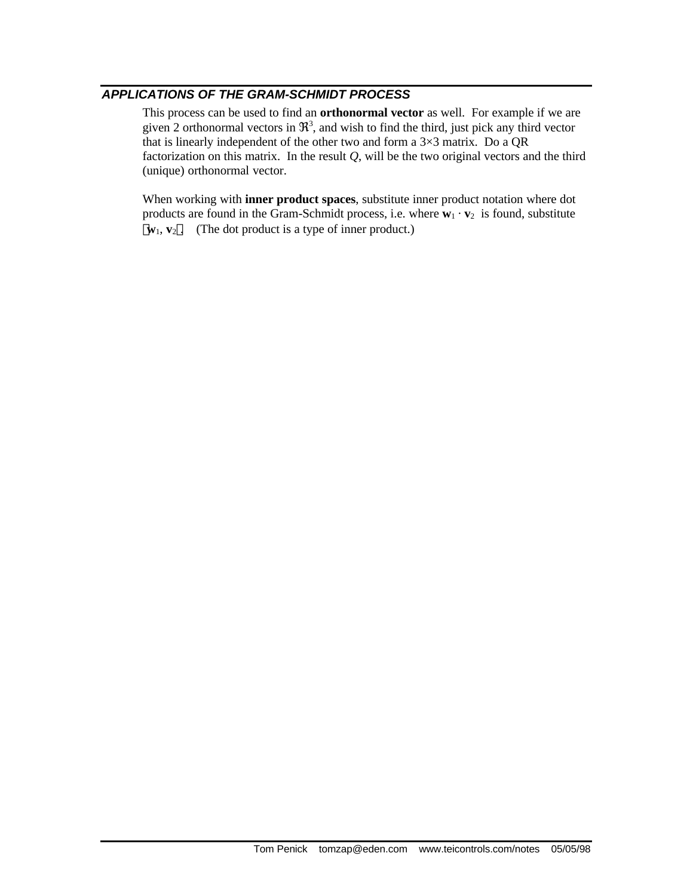## *APPLICATIONS OF THE GRAM-SCHMIDT PROCESS*

This process can be used to find an **orthonormal vector** as well. For example if we are given 2 orthonormal vectors in $\Re^3$, and wish to find the third, just pick any third vector that is linearly independent of the other two and form a 3×3 matrix. Do a QR factorization on this matrix. In the result $Q$, will be the two original vectors and the third (unique) orthonormal vector.

When working with **inner product spaces**, substitute inner product notation where dot products are found in the Gram-Schmidt process, i.e. where $\mathbf{w}_1 \cdot \mathbf{v}_2$ is found, substitute $\langle \mathbf{w}_1, \mathbf{v}_2 \rangle$. (The dot product is a type of inner product.)